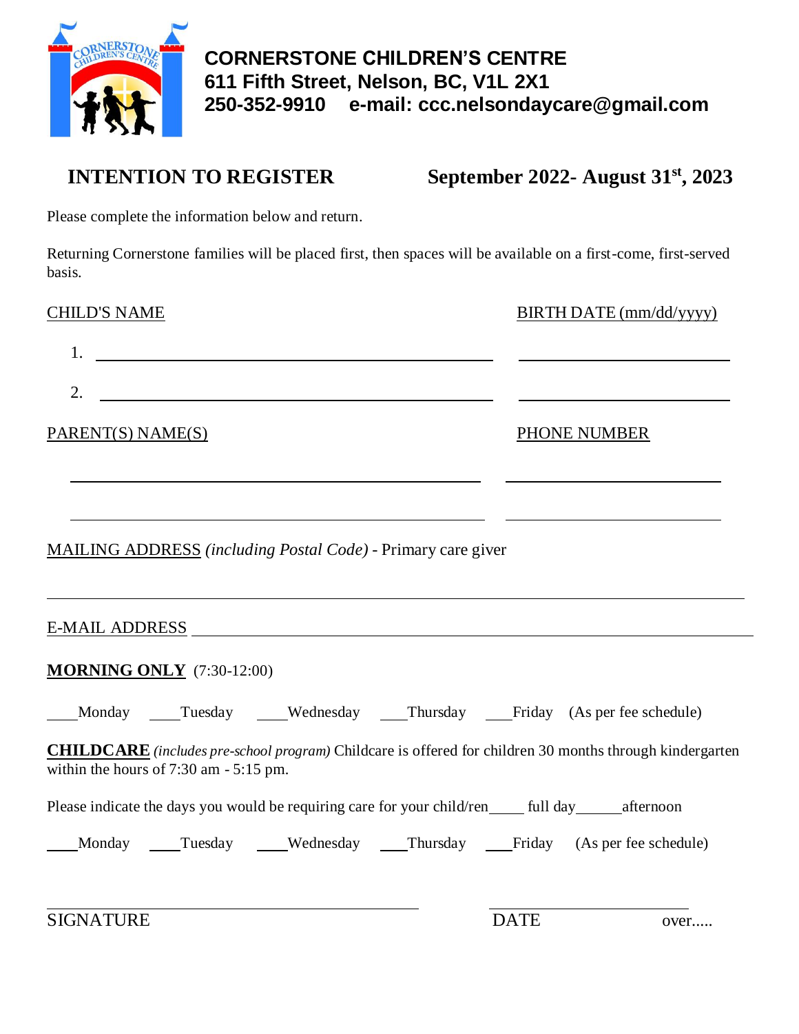**CORNERSTONE CHILDREN'S CENTRE**
**611 Fifth Street, Nelson, BC, V1L 2X1**
**250-352-9910 e-mail: ccc.nelsondaycare@gmail.com**

## INTENTION TO REGISTER September 2022- August 31st, 2023

Please complete the information below and return.

Returning Cornerstone families will be placed first, then spaces will be available on a first-come, first-served basis.

CHILD'S NAME BIRTH DATE (mm/dd/yyyy)

1. ______________________________ ______________

2. ______________________________ ______________

PARENT(S) NAME(S) PHONE NUMBER

______________________________ ______________

______________________________ ______________

MAILING ADDRESS *(including Postal Code)* - Primary care giver

______________________________________________________

E-MAIL ADDRESS ______________________________________________

**MORNING ONLY** (7:30-12:00)

____Monday ____Tuesday ____Wednesday ____Thursday ____Friday (As per fee schedule)

**CHILDCARE** *(includes pre-school program)* Childcare is offered for children 30 months through kindergarten within the hours of 7:30 am - 5:15 pm.

Please indicate the days you would be requiring care for your child/ren____ full day_____afternoon

____Monday ____Tuesday ____Wednesday ____Thursday ____Friday (As per fee schedule)

______________________________ ______________

SIGNATURE DATE over.....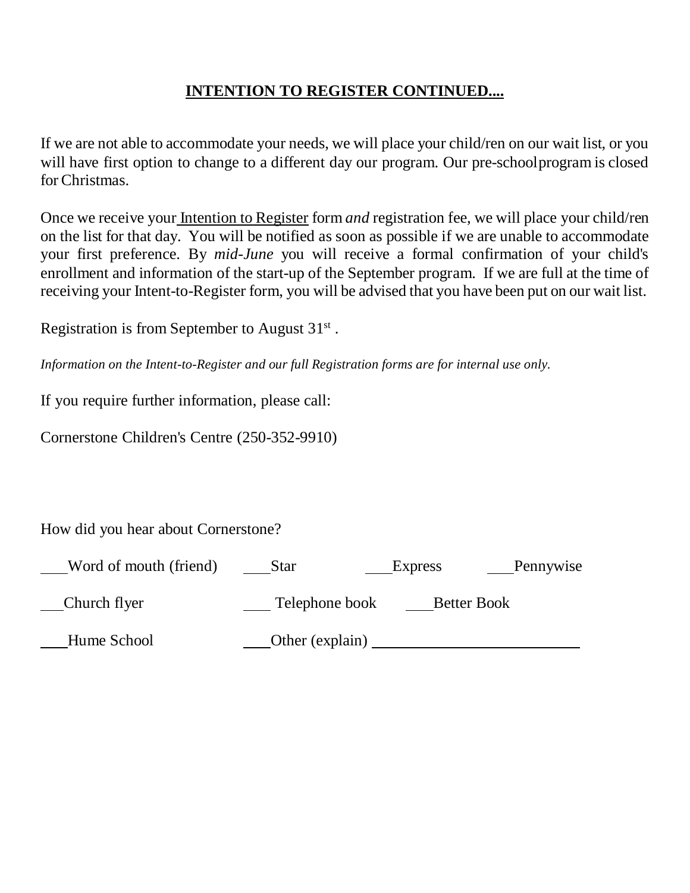## INTENTION TO REGISTER CONTINUED....

If we are not able to accommodate your needs, we will place your child/ren on our wait list, or you will have first option to change to a different day our program. Our pre-schoolprogram is closed for Christmas.

Once we receive your Intention to Register form *and* registration fee, we will place your child/ren on the list for that day. You will be notified as soon as possible if we are unable to accommodate your first preference. By *mid-June* you will receive a formal confirmation of your child's enrollment and information of the start-up of the September program. If we are full at the time of receiving your Intent-to-Register form, you will be advised that you have been put on our wait list.

Registration is from September to August 31st .

*Information on the Intent-to-Register and our full Registration forms are for internal use only.*

If you require further information, please call:

Cornerstone Children's Centre (250-352-9910)

How did you hear about Cornerstone?

___Word of mouth (friend) ___Star ___Express ___Pennywise

___Church flyer ___ Telephone book ___Better Book

___Hume School ___Other (explain) ___________________________